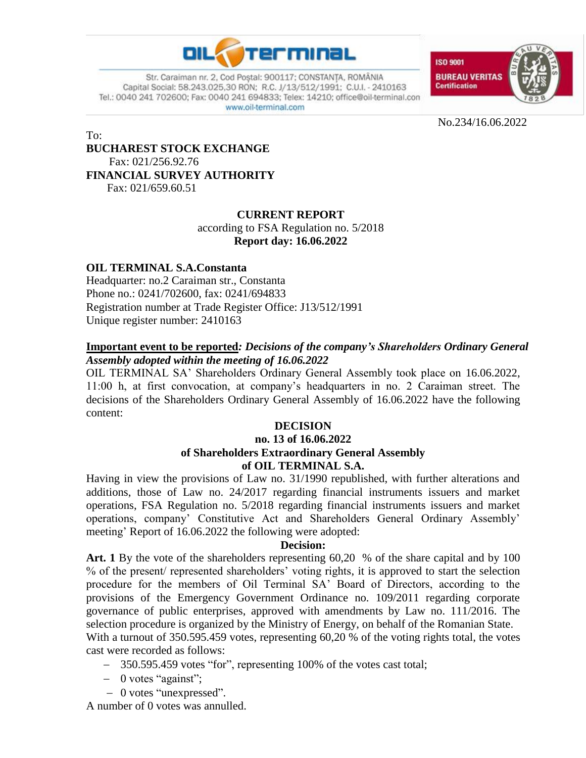No.234/16.06.2022

To:
**BUCHAREST STOCK EXCHANGE**
Fax: 021/256.92.76
**FINANCIAL SURVEY AUTHORITY**
Fax: 021/659.60.51

**CURRENT REPORT**
according to FSA Regulation no. 5/2018
**Report day: 16.06.2022**

**OIL TERMINAL S.A.Constanta**
Headquarter: no.2 Caraiman str., Constanta
Phone no.: 0241/702600, fax: 0241/694833
Registration number at Trade Register Office: J13/512/1991
Unique register number: 2410163

**Important event to be reported*: Decisions of the company's Shareholders Ordinary General Assembly adopted within the meeting of 16.06.2022***

OIL TERMINAL SA' Shareholders Ordinary General Assembly took place on 16.06.2022, 11:00 h, at first convocation, at company's headquarters in no. 2 Caraiman street. The decisions of the Shareholders Ordinary General Assembly of 16.06.2022 have the following content:

**DECISION**
**no. 13 of 16.06.2022**
**of Shareholders Extraordinary General Assembly**
**of OIL TERMINAL S.A.**

Having in view the provisions of Law no. 31/1990 republished, with further alterations and additions, those of Law no. 24/2017 regarding financial instruments issuers and market operations, FSA Regulation no. 5/2018 regarding financial instruments issuers and market operations, company' Constitutive Act and Shareholders General Ordinary Assembly' meeting' Report of 16.06.2022 the following were adopted:

**Decision:**

**Art. 1** By the vote of the shareholders representing 60,20 % of the share capital and by 100 % of the present/ represented shareholders' voting rights, it is approved to start the selection procedure for the members of Oil Terminal SA' Board of Directors, according to the provisions of the Emergency Government Ordinance no. 109/2011 regarding corporate governance of public enterprises, approved with amendments by Law no. 111/2016. The selection procedure is organized by the Ministry of Energy, on behalf of the Romanian State.

With a turnout of 350.595.459 votes, representing 60,20 % of the voting rights total, the votes cast were recorded as follows:

- 350.595.459 votes "for", representing 100% of the votes cast total;
- 0 votes "against";
- 0 votes "unexpressed".

A number of 0 votes was annulled.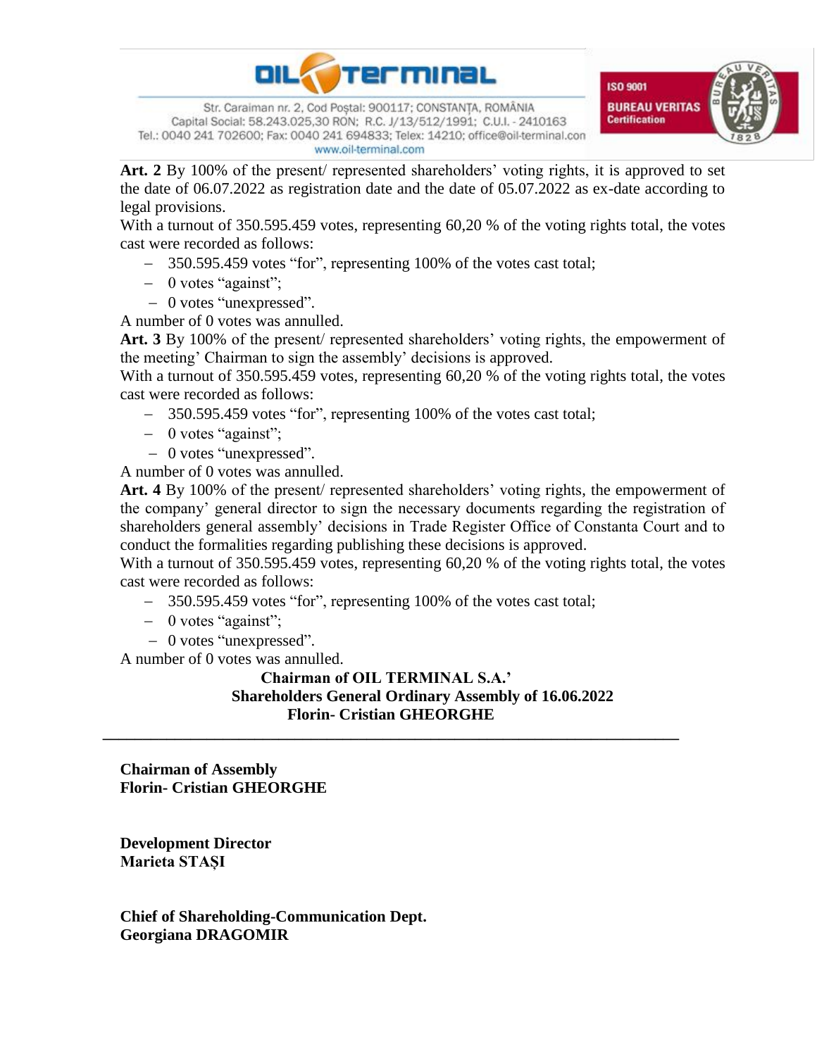**Art. 2** By 100% of the present/ represented shareholders' voting rights, it is approved to set the date of 06.07.2022 as registration date and the date of 05.07.2022 as ex-date according to legal provisions.

With a turnout of 350.595.459 votes, representing 60,20 % of the voting rights total, the votes cast were recorded as follows:

- 350.595.459 votes "for", representing 100% of the votes cast total;
- 0 votes "against";
- 0 votes "unexpressed".

A number of 0 votes was annulled.

**Art. 3** By 100% of the present/ represented shareholders' voting rights, the empowerment of the meeting' Chairman to sign the assembly' decisions is approved.

With a turnout of 350.595.459 votes, representing 60,20 % of the voting rights total, the votes cast were recorded as follows:

- 350.595.459 votes "for", representing 100% of the votes cast total;
- 0 votes "against";
- 0 votes "unexpressed".

A number of 0 votes was annulled.

**Art. 4** By 100% of the present/ represented shareholders' voting rights, the empowerment of the company' general director to sign the necessary documents regarding the registration of shareholders general assembly' decisions in Trade Register Office of Constanta Court and to conduct the formalities regarding publishing these decisions is approved.

With a turnout of 350.595.459 votes, representing 60,20 % of the voting rights total, the votes cast were recorded as follows:

- 350.595.459 votes "for", representing 100% of the votes cast total;
- 0 votes "against";
- 0 votes "unexpressed".

A number of 0 votes was annulled.

**Chairman of OIL TERMINAL S.A.'**
**Shareholders General Ordinary Assembly of 16.06.2022**
**Florin- Cristian GHEORGHE**

---

**Chairman of Assembly**
**Florin- Cristian GHEORGHE**

**Development Director**
**Marieta STAȘI**

**Chief of Shareholding-Communication Dept.**
**Georgiana DRAGOMIR**